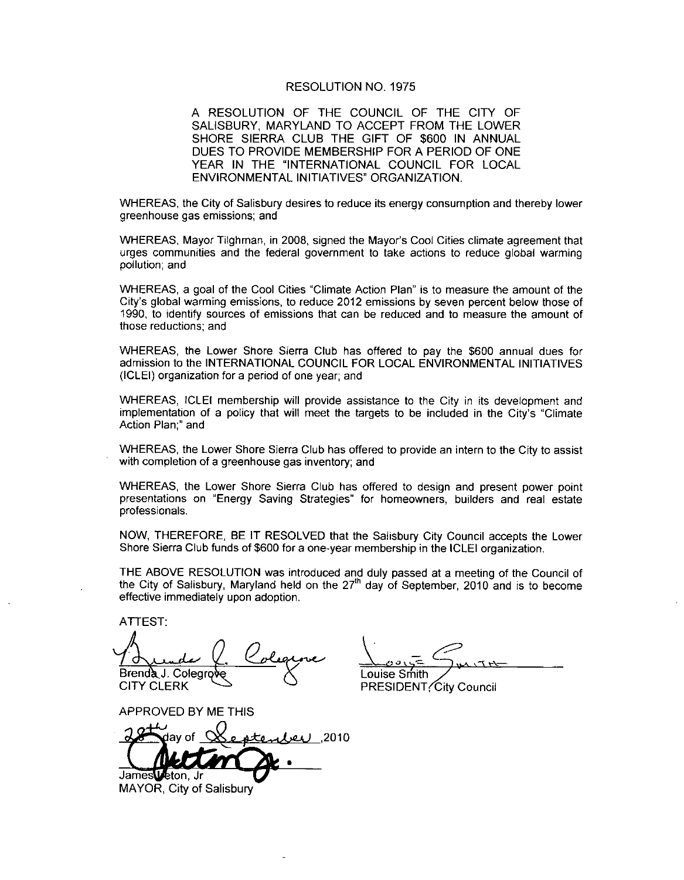# RESOLUTION NO. 1975

A RESOLUTION OF THE COUNCIL OF THE CITY OF SALISBURY, MARYLAND TO ACCEPT FROM THE LOWER SHORE SIERRA CLUB THE GIFT OF $600 IN ANNUAL DUES TO PROVIDE MEMBERSHIP FOR A PERIOD OF ONE YEAR IN THE "INTERNATIONAL COUNCIL FOR LOCAL ENVIRONMENTAL INITIATIVES" ORGANIZATION.

WHEREAS, the City of Salisbury desires to reduce its energy consumption and thereby lower greenhouse gas emissions; and

WHEREAS, Mayor Tilghman, in 2008, signed the Mayor's Cool Cities climate agreement that urges communities and the federal government to take actions to reduce global warming pollution; and

WHEREAS, a goal of the Cool Cities "Climate Action Plan" is to measure the amount of the City's global warming emissions, to reduce 2012 emissions by seven percent below those of 1990, to identify sources of emissions that can be reduced and to measure the amount of those reductions; and

WHEREAS, the Lower Shore Sierra Club has offered to pay the $600 annual dues for admission to the INTERNATIONAL COUNCIL FOR LOCAL ENVIRONMENTAL INITIATIVES (ICLEI) organization for a period of one year; and

WHEREAS, ICLEI membership will provide assistance to the City in its development and implementation of a policy that will meet the targets to be included in the City's "Climate Action Plan;" and

WHEREAS, the Lower Shore Sierra Club has offered to provide an intern to the City to assist with completion of a greenhouse gas inventory; and

WHEREAS, the Lower Shore Sierra Club has offered to design and present power point presentations on "Energy Saving Strategies" for homeowners, builders and real estate professionals.

NOW, THEREFORE, BE IT RESOLVED that the Salisbury City Council accepts the Lower Shore Sierra Club funds of $600 for a one-year membership in the ICLEI organization.

THE ABOVE RESOLUTION was introduced and duly passed at a meeting of the Council of the City of Salisbury, Maryland held on the 27th day of September, 2010 and is to become effective immediately upon adoption.

ATTEST:

Brenda J. Colegrove
CITY CLERK

Louise Smith
PRESIDENT, City Council

APPROVED BY ME THIS

28th day of September, 2010

James Ireton, Jr
MAYOR, City of Salisbury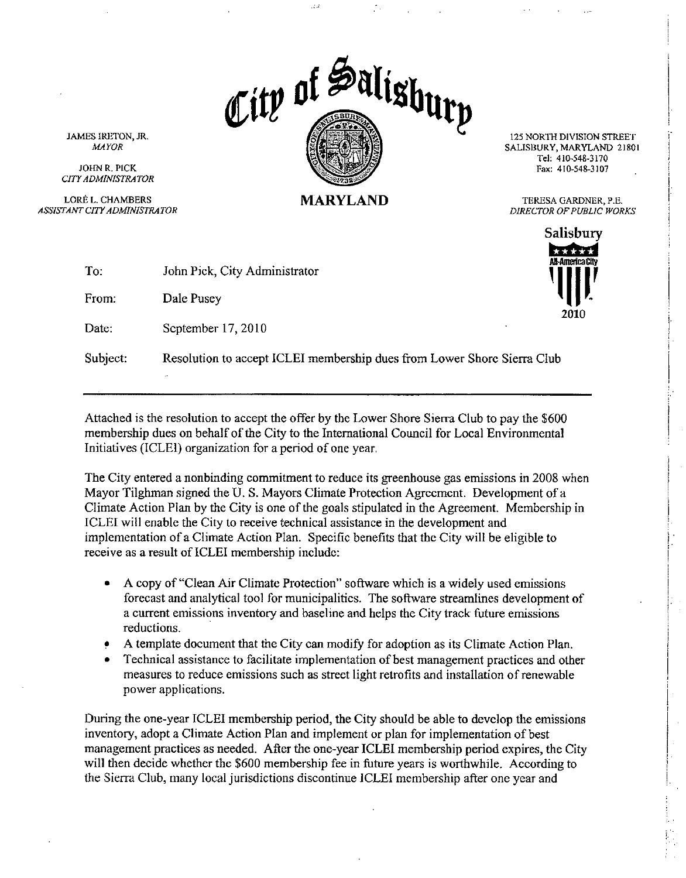# City of Salisbury

**MARYLAND**

JAMES IRETON, JR.
*MAYOR*

JOHN R. PICK
*CITY ADMINISTRATOR*

LORÉ L. CHAMBERS
*ASSISTANT CITY ADMINISTRATOR*

125 NORTH DIVISION STREET
SALISBURY, MARYLAND 21801
Tel: 410-548-3170
Fax: 410-548-3107

TERESA GARDNER, P.E.
*DIRECTOR OF PUBLIC WORKS*

Salisbury
All-America City
2010

| | |
|---|---|
| To: | John Pick, City Administrator |
| From: | Dale Pusey |
| Date: | September 17, 2010 |
| Subject: | Resolution to accept ICLEI membership dues from Lower Shore Sierra Club |

---

Attached is the resolution to accept the offer by the Lower Shore Sierra Club to pay the $600 membership dues on behalf of the City to the International Council for Local Environmental Initiatives (ICLEI) organization for a period of one year.

The City entered a nonbinding commitment to reduce its greenhouse gas emissions in 2008 when Mayor Tilghman signed the U. S. Mayors Climate Protection Agreement. Development of a Climate Action Plan by the City is one of the goals stipulated in the Agreement. Membership in ICLEI will enable the City to receive technical assistance in the development and implementation of a Climate Action Plan. Specific benefits that the City will be eligible to receive as a result of ICLEI membership include:

- A copy of "Clean Air Climate Protection" software which is a widely used emissions forecast and analytical tool for municipalities. The software streamlines development of a current emissions inventory and baseline and helps the City track future emissions reductions.
- A template document that the City can modify for adoption as its Climate Action Plan.
- Technical assistance to facilitate implementation of best management practices and other measures to reduce emissions such as street light retrofits and installation of renewable power applications.

During the one-year ICLEI membership period, the City should be able to develop the emissions inventory, adopt a Climate Action Plan and implement or plan for implementation of best management practices as needed. After the one-year ICLEI membership period expires, the City will then decide whether the $600 membership fee in future years is worthwhile. According to the Sierra Club, many local jurisdictions discontinue ICLEI membership after one year and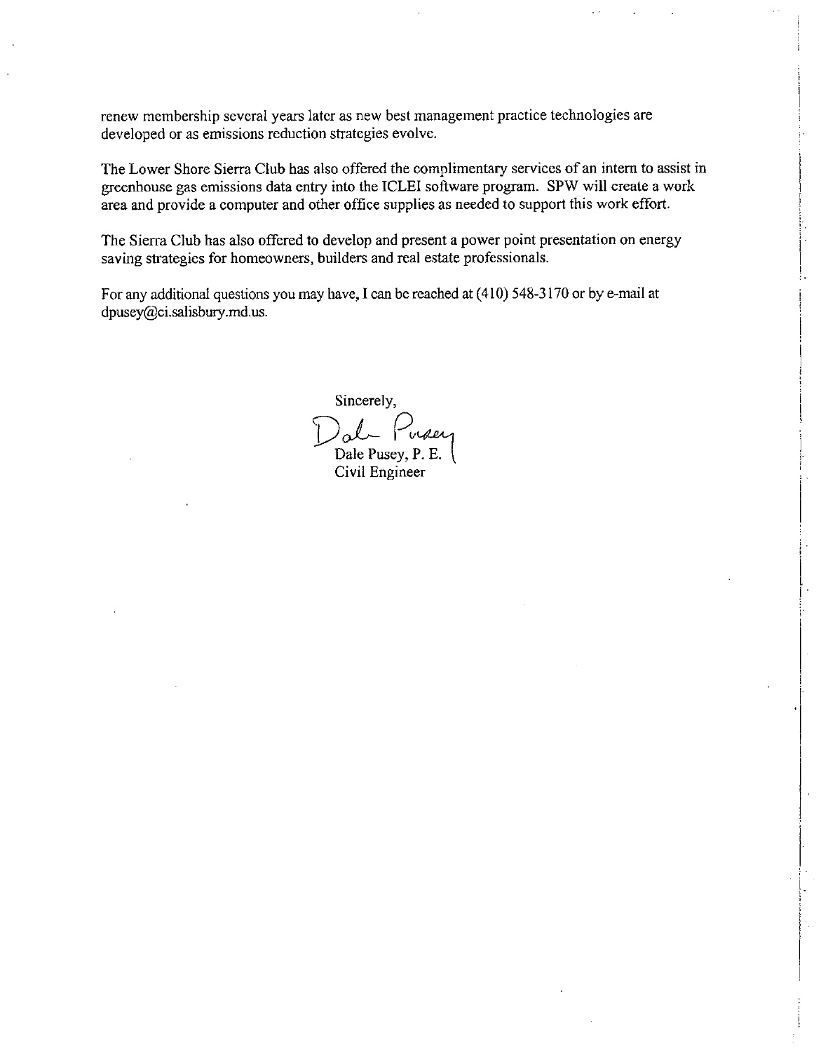renew membership several years later as new best management practice technologies are developed or as emissions reduction strategies evolve.

The Lower Shore Sierra Club has also offered the complimentary services of an intern to assist in greenhouse gas emissions data entry into the ICLEI software program. SPW will create a work area and provide a computer and other office supplies as needed to support this work effort.

The Sierra Club has also offered to develop and present a power point presentation on energy saving strategies for homeowners, builders and real estate professionals.

For any additional questions you may have, I can be reached at (410) 548-3170 or by e-mail at dpusey@ci.salisbury.md.us.

Sincerely,

Dale Pusey

Dale Pusey, P. E.
Civil Engineer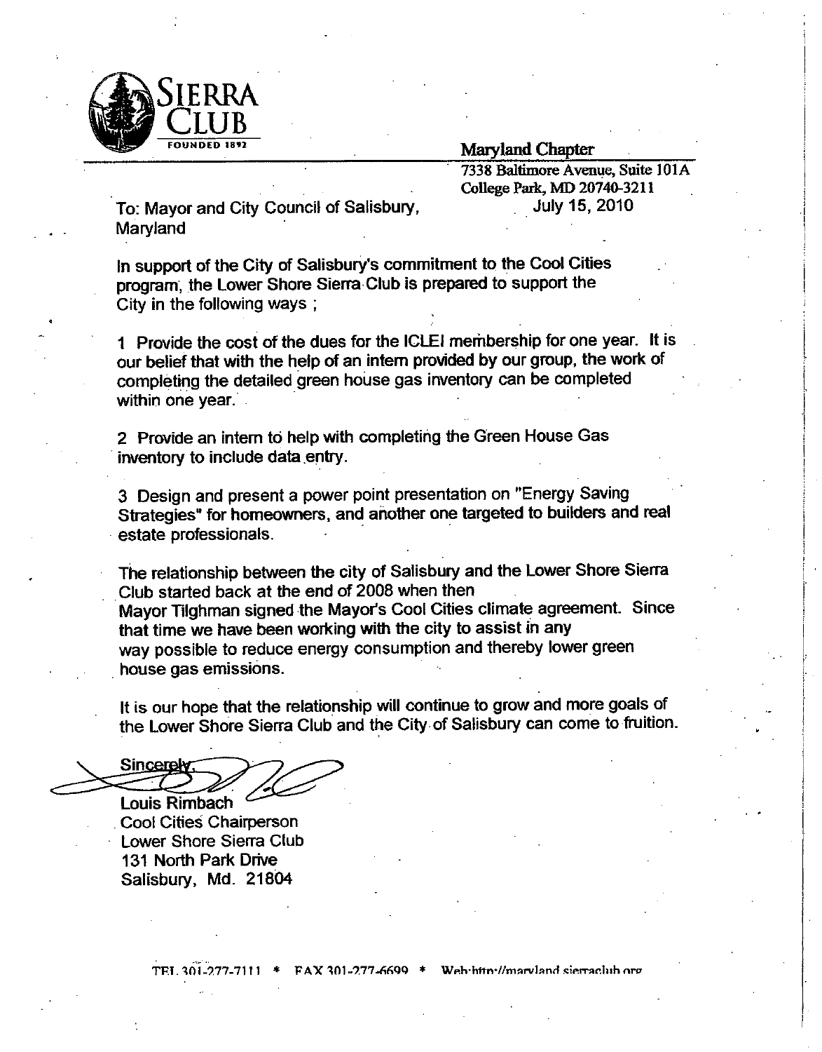SIERRA CLUB
FOUNDED 1892

**Maryland Chapter**
7338 Baltimore Avenue, Suite 101A
College Park, MD 20740-3211

July 15, 2010

To: Mayor and City Council of Salisbury, Maryland

In support of the City of Salisbury's commitment to the Cool Cities program, the Lower Shore Sierra Club is prepared to support the City in the following ways ;

1 Provide the cost of the dues for the ICLEI membership for one year. It is our belief that with the help of an intern provided by our group, the work of completing the detailed green house gas inventory can be completed within one year.

2 Provide an intern to help with completing the Green House Gas inventory to include data entry.

3 Design and present a power point presentation on "Energy Saving Strategies" for homeowners, and another one targeted to builders and real estate professionals.

The relationship between the city of Salisbury and the Lower Shore Sierra Club started back at the end of 2008 when then Mayor Tilghman signed the Mayor's Cool Cities climate agreement. Since that time we have been working with the city to assist in any way possible to reduce energy consumption and thereby lower green house gas emissions.

It is our hope that the relationship will continue to grow and more goals of the Lower Shore Sierra Club and the City of Salisbury can come to fruition.

Sincerely,

Louis Rimbach
Cool Cities Chairperson
Lower Shore Sierra Club
131 North Park Drive
Salisbury, Md. 21804

TEL 301-277-7111 * FAX 301-277-6699 * Web:http://maryland.sierraclub.org